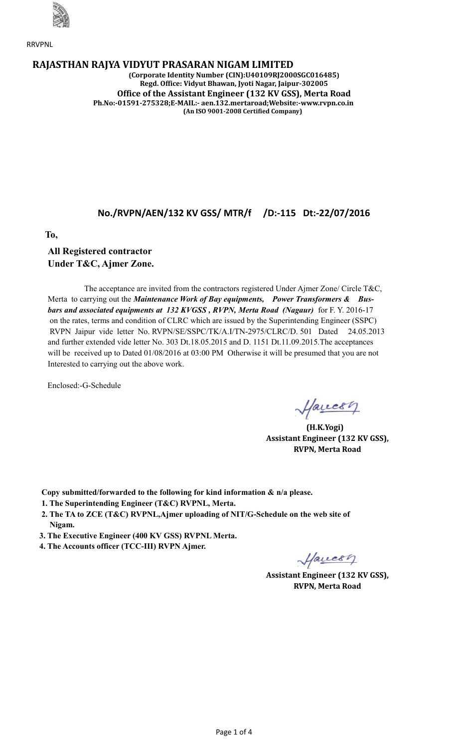RRVPNL

# RAJASTHAN RAJYA VIDYUT PRASARAN NIGAM LIMITED

**(Corporate Identity Number (CIN):U40109RJ2000SGC016485)**
**Regd. Office: Vidyut Bhawan, Jyoti Nagar, Jaipur-302005**
**Office of the Assistant Engineer (132 KV GSS), Merta Road**
**Ph.No:-01591-275328;E-MAIL:- aen.132.mertaroad;Website:-www.rvpn.co.in**
**(An ISO 9001-2008 Certified Company)**

## No./RVPN/AEN/132 KV GSS/ MTR/f /D:-115 Dt:-22/07/2016

**To,**

**All Registered contractor**
**Under T&C, Ajmer Zone.**

The acceptance are invited from the contractors registered Under Ajmer Zone/ Circle T&C, Merta to carrying out the ***Maintenance Work of Bay equipments, Power Transformers & Bus-bars and associated equipments at 132 KVGSS , RVPN, Merta Road (Nagaur)*** for F. Y. 2016-17 on the rates, terms and condition of CLRC which are issued by the Superintending Engineer (SSPC) RVPN Jaipur vide letter No. RVPN/SE/SSPC/TK/A.I/TN-2975/CLRC/D. 501 Dated 24.05.2013 and further extended vide letter No. 303 Dt.18.05.2015 and D. 1151 Dt.11.09.2015.The acceptances will be received up to Dated 01/08/2016 at 03:00 PM Otherwise it will be presumed that you are not Interested to carrying out the above work.

Enclosed:-G-Schedule

Sd/-
**(H.K.Yogi)**
**Assistant Engineer (132 KV GSS),**
**RVPN, Merta Road**

**Copy submitted/forwarded to the following for kind information & n/a please.**

1. **The Superintending Engineer (T&C) RVPNL, Merta.**
2. **The TA to ZCE (T&C) RVPNL,Ajmer uploading of NIT/G-Schedule on the web site of Nigam.**
3. **The Executive Engineer (400 KV GSS) RVPNL Merta.**
4. **The Accounts officer (TCC-III) RVPN Ajmer.**

Sd/-
**Assistant Engineer (132 KV GSS),**
**RVPN, Merta Road**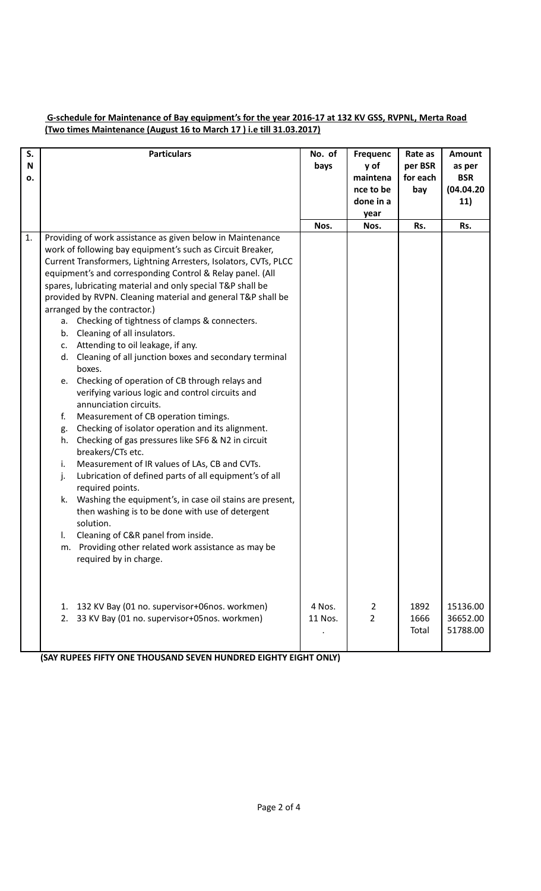**G-schedule for Maintenance of Bay equipment's for the year 2016-17 at 132 KV GSS, RVPNL, Merta Road (Two times Maintenance (August 16 to March 17 ) i.e till 31.03.2017)**

| S. No. | Particulars | No. of bays | Frequency of maintenance to be done in a year | Rate as per BSR for each bay | Amount as per BSR (04.04.2011) |
|---|---|---|---|---|---|
| | | Nos. | Nos. | Rs. | Rs. |
| 1. | Providing of work assistance as given below in Maintenance work of following bay equipment's such as Circuit Breaker, Current Transformers, Lightning Arresters, Isolators, CVTs, PLCC equipment's and corresponding Control & Relay panel. (All spares, lubricating material and only special T&P shall be provided by RVPN. Cleaning material and general T&P shall be arranged by the contractor.)<br>a. Checking of tightness of clamps & connecters.<br>b. Cleaning of all insulators.<br>c. Attending to oil leakage, if any.<br>d. Cleaning of all junction boxes and secondary terminal boxes.<br>e. Checking of operation of CB through relays and verifying various logic and control circuits and annunciation circuits.<br>f. Measurement of CB operation timings.<br>g. Checking of isolator operation and its alignment.<br>h. Checking of gas pressures like SF6 & N2 in circuit breakers/CTs etc.<br>i. Measurement of IR values of LAs, CB and CVTs.<br>j. Lubrication of defined parts of all equipment's of all required points.<br>k. Washing the equipment's, in case oil stains are present, then washing is to be done with use of detergent solution.<br>l. Cleaning of C&R panel from inside.<br>m. Providing other related work assistance as may be required by in charge. | | | | |
| | 1. 132 KV Bay (01 no. supervisor+06nos. workmen) | 4 Nos. | 2 | 1892 | 15136.00 |
| | 2. 33 KV Bay (01 no. supervisor+05nos. workmen) | 11 Nos. | 2 | 1666 | 36652.00 |
| | | | | Total | 51788.00 |

**(SAY RUPEES FIFTY ONE THOUSAND SEVEN HUNDRED EIGHTY EIGHT ONLY)**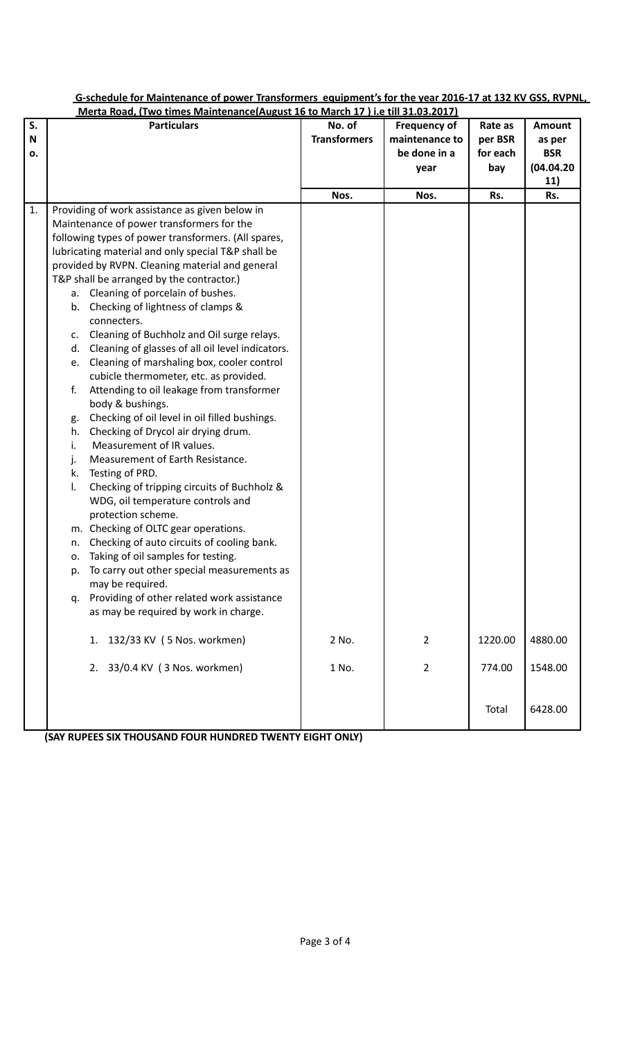**G-schedule for Maintenance of power Transformers equipment's for the year 2016-17 at 132 KV GSS, RVPNL, Merta Road, (Two times Maintenance(August 16 to March 17 ) i.e till 31.03.2017)**

| S. No. | Particulars | No. of Transformers | Frequency of maintenance to be done in a year | Rate as per BSR for each bay | Amount as per BSR (04.04.2011) |
|---|---|---|---|---|---|
| | | Nos. | Nos. | Rs. | Rs. |
| 1. | Providing of work assistance as given below in Maintenance of power transformers for the following types of power transformers. (All spares, lubricating material and only special T&P shall be provided by RVPN. Cleaning material and general T&P shall be arranged by the contractor.)<br>a. Cleaning of porcelain of bushes.<br>b. Checking of lightness of clamps & connecters.<br>c. Cleaning of Buchholz and Oil surge relays.<br>d. Cleaning of glasses of all oil level indicators.<br>e. Cleaning of marshaling box, cooler control cubicle thermometer, etc. as provided.<br>f. Attending to oil leakage from transformer body & bushings.<br>g. Checking of oil level in oil filled bushings.<br>h. Checking of Drycol air drying drum.<br>i. Measurement of IR values.<br>j. Measurement of Earth Resistance.<br>k. Testing of PRD.<br>l. Checking of tripping circuits of Buchholz & WDG, oil temperature controls and protection scheme.<br>m. Checking of OLTC gear operations.<br>n. Checking of auto circuits of cooling bank.<br>o. Taking of oil samples for testing.<br>p. To carry out other special measurements as may be required.<br>q. Providing of other related work assistance as may be required by work in charge. | | | | |
| | 1. 132/33 KV ( 5 Nos. workmen) | 2 No. | 2 | 1220.00 | 4880.00 |
| | 2. 33/0.4 KV ( 3 Nos. workmen) | 1 No. | 2 | 774.00 | 1548.00 |
| | | | | Total | 6428.00 |

**(SAY RUPEES SIX THOUSAND FOUR HUNDRED TWENTY EIGHT ONLY)**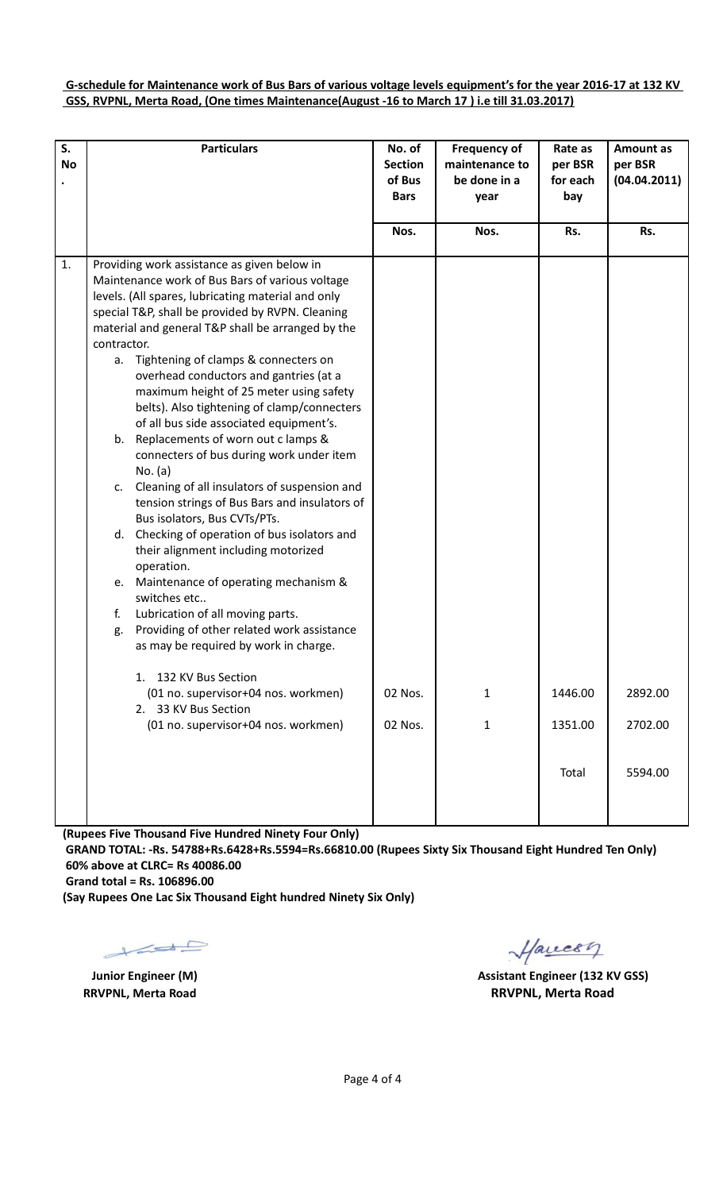**G-schedule for Maintenance work of Bus Bars of various voltage levels equipment's for the year 2016-17 at 132 KV GSS, RVPNL, Merta Road, (One times Maintenance(August -16 to March 17 ) i.e till 31.03.2017)**

| S. No. | Particulars | No. of Section of Bus Bars | Frequency of maintenance to be done in a year | Rate as per BSR for each bay | Amount as per BSR (04.04.2011) |
|---|---|---|---|---|---|
| | | Nos. | Nos. | Rs. | Rs. |
| 1. | Providing work assistance as given below in Maintenance work of Bus Bars of various voltage levels. (All spares, lubricating material and only special T&P, shall be provided by RVPN. Cleaning material and general T&P shall be arranged by the contractor.<br>a. Tightening of clamps & connecters on overhead conductors and gantries (at a maximum height of 25 meter using safety belts). Also tightening of clamp/connecters of all bus side associated equipment's.<br>b. Replacements of worn out c lamps & connecters of bus during work under item No. (a)<br>c. Cleaning of all insulators of suspension and tension strings of Bus Bars and insulators of Bus isolators, Bus CVTs/PTs.<br>d. Checking of operation of bus isolators and their alignment including motorized operation.<br>e. Maintenance of operating mechanism & switches etc..<br>f. Lubrication of all moving parts.<br>g. Providing of other related work assistance as may be required by work in charge. | | | | |
| | 1. 132 KV Bus Section (01 no. supervisor+04 nos. workmen) | 02 Nos. | 1 | 1446.00 | 2892.00 |
| | 2. 33 KV Bus Section (01 no. supervisor+04 nos. workmen) | 02 Nos. | 1 | 1351.00 | 2702.00 |
| | | | | Total | 5594.00 |

**(Rupees Five Thousand Five Hundred Ninety Four Only)**

**GRAND TOTAL: -Rs. 54788+Rs.6428+Rs.5594=Rs.66810.00 (Rupees Sixty Six Thousand Eight Hundred Ten Only)**

**60% above at CLRC= Rs 40086.00**

**Grand total = Rs. 106896.00**

**(Say Rupees One Lac Six Thousand Eight hundred Ninety Six Only)**

**Junior Engineer (M)**
**RRVPNL, Merta Road**

**Assistant Engineer (132 KV GSS)**
**RRVPNL, Merta Road**